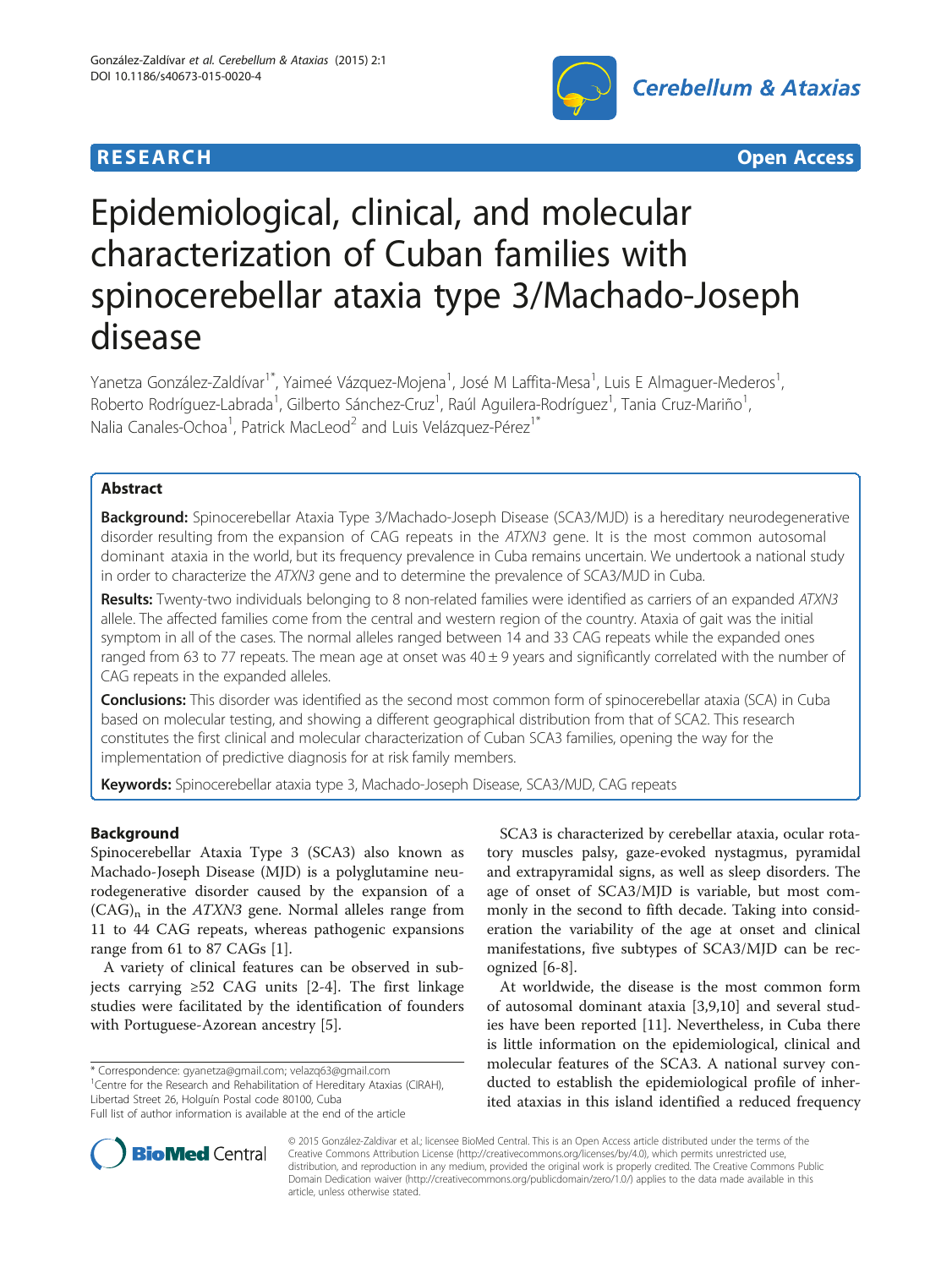**RESEARCH** **Open Access**

# Epidemiological, clinical, and molecular characterization of Cuban families with spinocerebellar ataxia type 3/Machado-Joseph disease

Yanetza González-Zaldívar[1*], Yaimeé Vázquez-Mojena[1], José M Laffita-Mesa[1], Luis E Almaguer-Mederos[1], Roberto Rodríguez-Labrada[1], Gilberto Sánchez-Cruz[1], Raúl Aguilera-Rodríguez[1], Tania Cruz-Mariño[1], Nalia Canales-Ochoa[1], Patrick MacLeod[2] and Luis Velázquez-Pérez[1*]

## Abstract

**Background:** Spinocerebellar Ataxia Type 3/Machado-Joseph Disease (SCA3/MJD) is a hereditary neurodegenerative disorder resulting from the expansion of CAG repeats in the *ATXN3* gene. It is the most common autosomal dominant ataxia in the world, but its frequency prevalence in Cuba remains uncertain. We undertook a national study in order to characterize the *ATXN3* gene and to determine the prevalence of SCA3/MJD in Cuba.

**Results:** Twenty-two individuals belonging to 8 non-related families were identified as carriers of an expanded *ATXN3* allele. The affected families come from the central and western region of the country. Ataxia of gait was the initial symptom in all of the cases. The normal alleles ranged between 14 and 33 CAG repeats while the expanded ones ranged from 63 to 77 repeats. The mean age at onset was 40 ± 9 years and significantly correlated with the number of CAG repeats in the expanded alleles.

**Conclusions:** This disorder was identified as the second most common form of spinocerebellar ataxia (SCA) in Cuba based on molecular testing, and showing a different geographical distribution from that of SCA2. This research constitutes the first clinical and molecular characterization of Cuban SCA3 families, opening the way for the implementation of predictive diagnosis for at risk family members.

**Keywords:** Spinocerebellar ataxia type 3, Machado-Joseph Disease, SCA3/MJD, CAG repeats

## Background

Spinocerebellar Ataxia Type 3 (SCA3) also known as Machado-Joseph Disease (MJD) is a polyglutamine neurodegenerative disorder caused by the expansion of a $(CAG)_n$ in the *ATXN3* gene. Normal alleles range from 11 to 44 CAG repeats, whereas pathogenic expansions range from 61 to 87 CAGs [1].

A variety of clinical features can be observed in subjects carrying ≥52 CAG units [2-4]. The first linkage studies were facilitated by the identification of founders with Portuguese-Azorean ancestry [5].

SCA3 is characterized by cerebellar ataxia, ocular rotatory muscles palsy, gaze-evoked nystagmus, pyramidal and extrapyramidal signs, as well as sleep disorders. The age of onset of SCA3/MJD is variable, but most commonly in the second to fifth decade. Taking into consideration the variability of the age at onset and clinical manifestations, five subtypes of SCA3/MJD can be recognized [6-8].

At worldwide, the disease is the most common form of autosomal dominant ataxia [3,9,10] and several studies have been reported [11]. Nevertheless, in Cuba there is little information on the epidemiological, clinical and molecular features of the SCA3. A national survey conducted to establish the epidemiological profile of inherited ataxias in this island identified a reduced frequency

\* Correspondence: gyanetza@gmail.com; velazq63@gmail.com
[1]Centre for the Research and Rehabilitation of Hereditary Ataxias (CIRAH), Libertad Street 26, Holguín Postal code 80100, Cuba
Full list of author information is available at the end of the article

© 2015 González-Zaldívar et al.; licensee BioMed Central. This is an Open Access article distributed under the terms of the Creative Commons Attribution License (http://creativecommons.org/licenses/by/4.0), which permits unrestricted use, distribution, and reproduction in any medium, provided the original work is properly credited. The Creative Commons Public Domain Dedication waiver (http://creativecommons.org/publicdomain/zero/1.0/) applies to the data made available in this article, unless otherwise stated.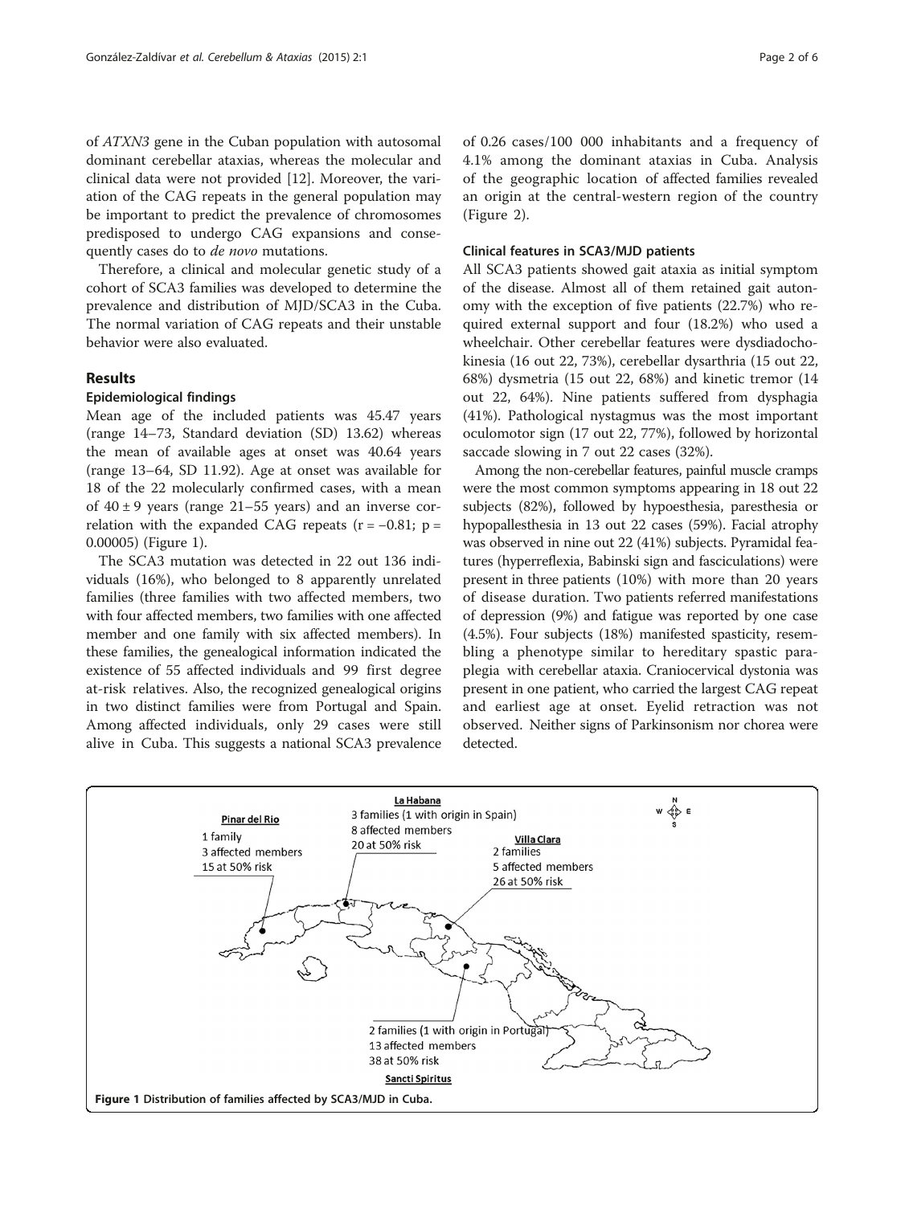of *ATXN3* gene in the Cuban population with autosomal dominant cerebellar ataxias, whereas the molecular and clinical data were not provided [12]. Moreover, the variation of the CAG repeats in the general population may be important to predict the prevalence of chromosomes predisposed to undergo CAG expansions and consequently cases do to *de novo* mutations.

Therefore, a clinical and molecular genetic study of a cohort of SCA3 families was developed to determine the prevalence and distribution of MJD/SCA3 in the Cuba. The normal variation of CAG repeats and their unstable behavior were also evaluated.

## Results

### Epidemiological findings

Mean age of the included patients was 45.47 years (range 14–73, Standard deviation (SD) 13.62) whereas the mean of available ages at onset was 40.64 years (range 13–64, SD 11.92). Age at onset was available for 18 of the 22 molecularly confirmed cases, with a mean of $40 \pm 9$ years (range 21–55 years) and an inverse correlation with the expanded CAG repeats ($r = -0.81$; $p = 0.00005$) (Figure 1).

The SCA3 mutation was detected in 22 out 136 individuals (16%), who belonged to 8 apparently unrelated families (three families with two affected members, two with four affected members, two families with one affected member and one family with six affected members). In these families, the genealogical information indicated the existence of 55 affected individuals and 99 first degree at-risk relatives. Also, the recognized genealogical origins in two distinct families were from Portugal and Spain. Among affected individuals, only 29 cases were still alive in Cuba. This suggests a national SCA3 prevalence of 0.26 cases/100 000 inhabitants and a frequency of 4.1% among the dominant ataxias in Cuba. Analysis of the geographic location of affected families revealed an origin at the central-western region of the country (Figure 2).

### Clinical features in SCA3/MJD patients

All SCA3 patients showed gait ataxia as initial symptom of the disease. Almost all of them retained gait autonomy with the exception of five patients (22.7%) who required external support and four (18.2%) who used a wheelchair. Other cerebellar features were dysdiadochokinesia (16 out 22, 73%), cerebellar dysarthria (15 out 22, 68%) dysmetria (15 out 22, 68%) and kinetic tremor (14 out 22, 64%). Nine patients suffered from dysphagia (41%). Pathological nystagmus was the most important oculomotor sign (17 out 22, 77%), followed by horizontal saccade slowing in 7 out 22 cases (32%).

Among the non-cerebellar features, painful muscle cramps were the most common symptoms appearing in 18 out 22 subjects (82%), followed by hypoesthesia, paresthesia or hypopallesthesia in 13 out 22 cases (59%). Facial atrophy was observed in nine out 22 (41%) subjects. Pyramidal features (hyperreflexia, Babinski sign and fasciculations) were present in three patients (10%) with more than 20 years of disease duration. Two patients referred manifestations of depression (9%) and fatigue was reported by one case (4.5%). Four subjects (18%) manifested spasticity, resembling a phenotype similar to hereditary spastic paraplegia with cerebellar ataxia. Craniocervical dystonia was present in one patient, who carried the largest CAG repeat and earliest age at onset. Eyelid retraction was not observed. Neither signs of Parkinsonism nor chorea were detected.

**Figure 1** Distribution of families affected by SCA3/MJD in Cuba.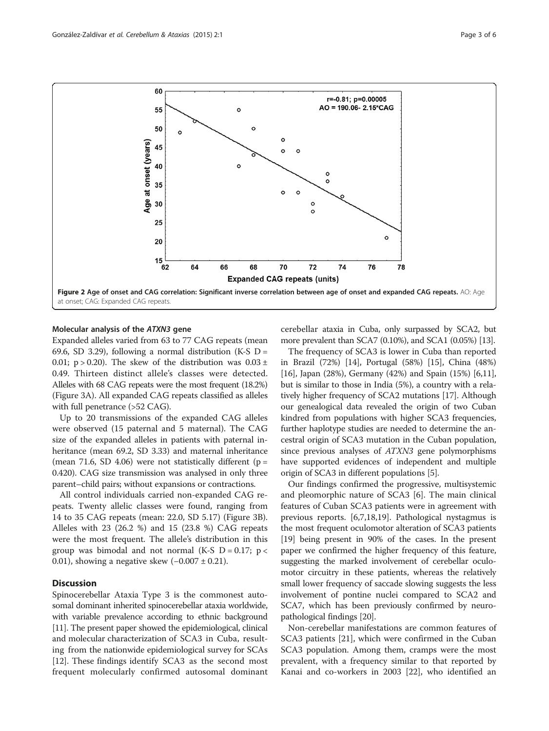Figure 2 Age of onset and CAG correlation: Significant inverse correlation between age of onset and expanded CAG repeats. AO: Age at onset; CAG: Expanded CAG repeats.

### Molecular analysis of the *ATXN3* gene

Expanded alleles varied from 63 to 77 CAG repeats (mean 69.6, SD 3.29), following a normal distribution (K-S D = 0.01; $p > 0.20$). The skew of the distribution was $0.03 \pm 0.49$. Thirteen distinct allele's classes were detected. Alleles with 68 CAG repeats were the most frequent (18.2%) (Figure 3A). All expanded CAG repeats classified as alleles with full penetrance (>52 CAG).

Up to 20 transmissions of the expanded CAG alleles were observed (15 paternal and 5 maternal). The CAG size of the expanded alleles in patients with paternal inheritance (mean 69.2, SD 3.33) and maternal inheritance (mean 71.6, SD 4.06) were not statistically different ($p = 0.420$). CAG size transmission was analysed in only three parent–child pairs; without expansions or contractions.

All control individuals carried non-expanded CAG repeats. Twenty allelic classes were found, ranging from 14 to 35 CAG repeats (mean: 22.0, SD 5.17) (Figure 3B). Alleles with 23 (26.2 %) and 15 (23.8 %) CAG repeats were the most frequent. The allele's distribution in this group was bimodal and not normal (K-S D = 0.17; $p < 0.01$), showing a negative skew ($-0.007 \pm 0.21$).

## Discussion

Spinocerebellar Ataxia Type 3 is the commonest autosomal dominant inherited spinocerebellar ataxia worldwide, with variable prevalence according to ethnic background [11]. The present paper showed the epidemiological, clinical and molecular characterization of SCA3 in Cuba, resulting from the nationwide epidemiological survey for SCAs [12]. These findings identify SCA3 as the second most frequent molecularly confirmed autosomal dominant cerebellar ataxia in Cuba, only surpassed by SCA2, but more prevalent than SCA7 (0.10%), and SCA1 (0.05%) [13].

The frequency of SCA3 is lower in Cuba than reported in Brazil (72%) [14], Portugal (58%) [15], China (48%) [16], Japan (28%), Germany (42%) and Spain (15%) [6,11], but is similar to those in India (5%), a country with a relatively higher frequency of SCA2 mutations [17]. Although our genealogical data revealed the origin of two Cuban kindred from populations with higher SCA3 frequencies, further haplotype studies are needed to determine the ancestral origin of SCA3 mutation in the Cuban population, since previous analyses of *ATXN3* gene polymorphisms have supported evidences of independent and multiple origin of SCA3 in different populations [5].

Our findings confirmed the progressive, multisystemic and pleomorphic nature of SCA3 [6]. The main clinical features of Cuban SCA3 patients were in agreement with previous reports. [6,7,18,19]. Pathological nystagmus is the most frequent oculomotor alteration of SCA3 patients [19] being present in 90% of the cases. In the present paper we confirmed the higher frequency of this feature, suggesting the marked involvement of cerebellar oculomotor circuitry in these patients, whereas the relatively small lower frequency of saccade slowing suggests the less involvement of pontine nuclei compared to SCA2 and SCA7, which has been previously confirmed by neuropathological findings [20].

Non-cerebellar manifestations are common features of SCA3 patients [21], which were confirmed in the Cuban SCA3 population. Among them, cramps were the most prevalent, with a frequency similar to that reported by Kanai and co-workers in 2003 [22], who identified an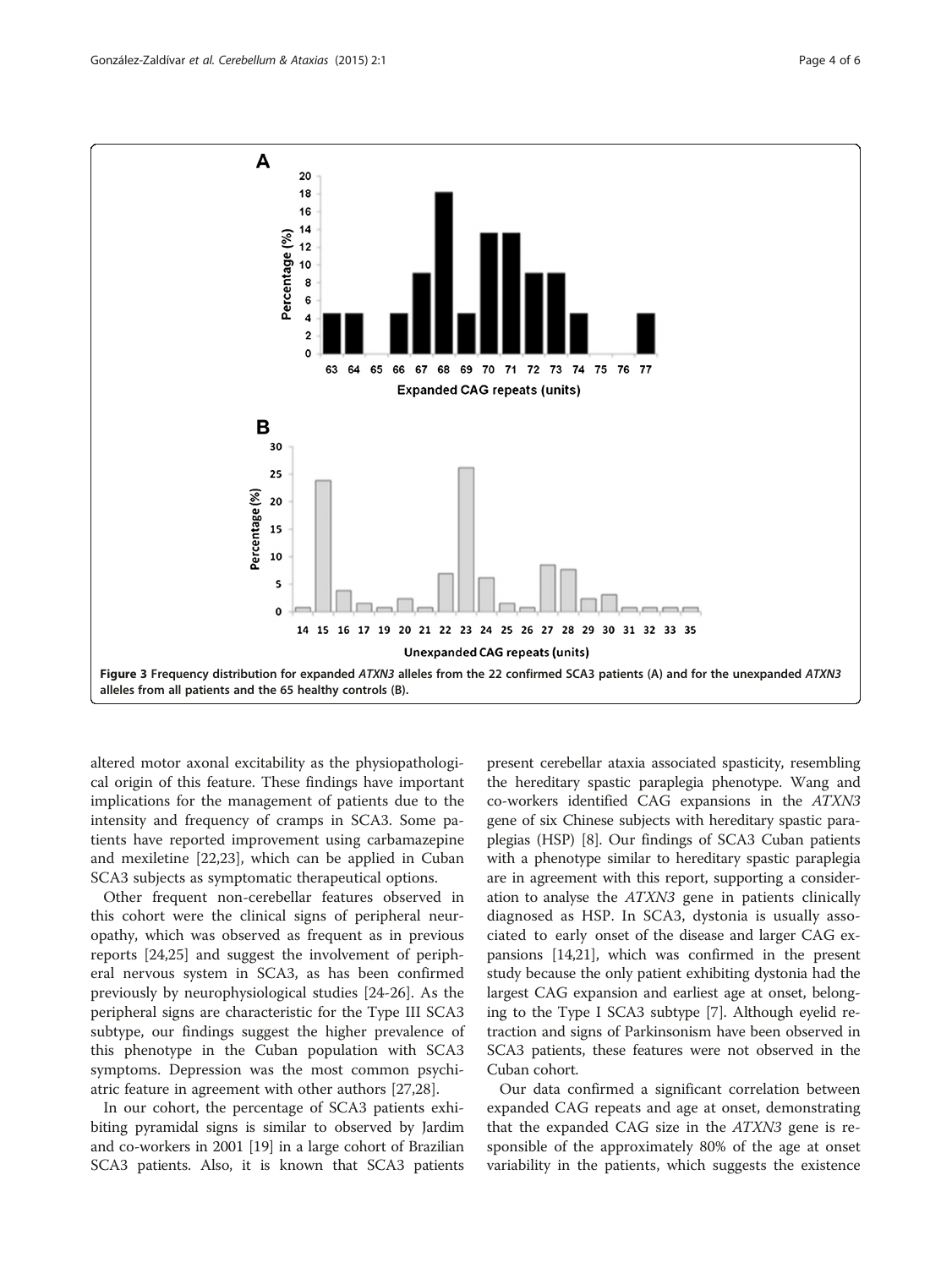Figure 3 Frequency distribution for expanded *ATXN3* alleles from the 22 confirmed SCA3 patients (A) and for the unexpanded *ATXN3* alleles from all patients and the 65 healthy controls (B).

altered motor axonal excitability as the physiopathological origin of this feature. These findings have important implications for the management of patients due to the intensity and frequency of cramps in SCA3. Some patients have reported improvement using carbamazepine and mexiletine [22,23], which can be applied in Cuban SCA3 subjects as symptomatic therapeutical options.

Other frequent non-cerebellar features observed in this cohort were the clinical signs of peripheral neuropathy, which was observed as frequent as in previous reports [24,25] and suggest the involvement of peripheral nervous system in SCA3, as has been confirmed previously by neurophysiological studies [24-26]. As the peripheral signs are characteristic for the Type III SCA3 subtype, our findings suggest the higher prevalence of this phenotype in the Cuban population with SCA3 symptoms. Depression was the most common psychiatric feature in agreement with other authors [27,28].

In our cohort, the percentage of SCA3 patients exhibiting pyramidal signs is similar to observed by Jardim and co-workers in 2001 [19] in a large cohort of Brazilian SCA3 patients. Also, it is known that SCA3 patients present cerebellar ataxia associated spasticity, resembling the hereditary spastic paraplegia phenotype. Wang and co-workers identified CAG expansions in the *ATXN3* gene of six Chinese subjects with hereditary spastic paraplegias (HSP) [8]. Our findings of SCA3 Cuban patients with a phenotype similar to hereditary spastic paraplegia are in agreement with this report, supporting a consideration to analyse the *ATXN3* gene in patients clinically diagnosed as HSP. In SCA3, dystonia is usually associated to early onset of the disease and larger CAG expansions [14,21], which was confirmed in the present study because the only patient exhibiting dystonia had the largest CAG expansion and earliest age at onset, belonging to the Type I SCA3 subtype [7]. Although eyelid retraction and signs of Parkinsonism have been observed in SCA3 patients, these features were not observed in the Cuban cohort.

Our data confirmed a significant correlation between expanded CAG repeats and age at onset, demonstrating that the expanded CAG size in the *ATXN3* gene is responsible of the approximately 80% of the age at onset variability in the patients, which suggests the existence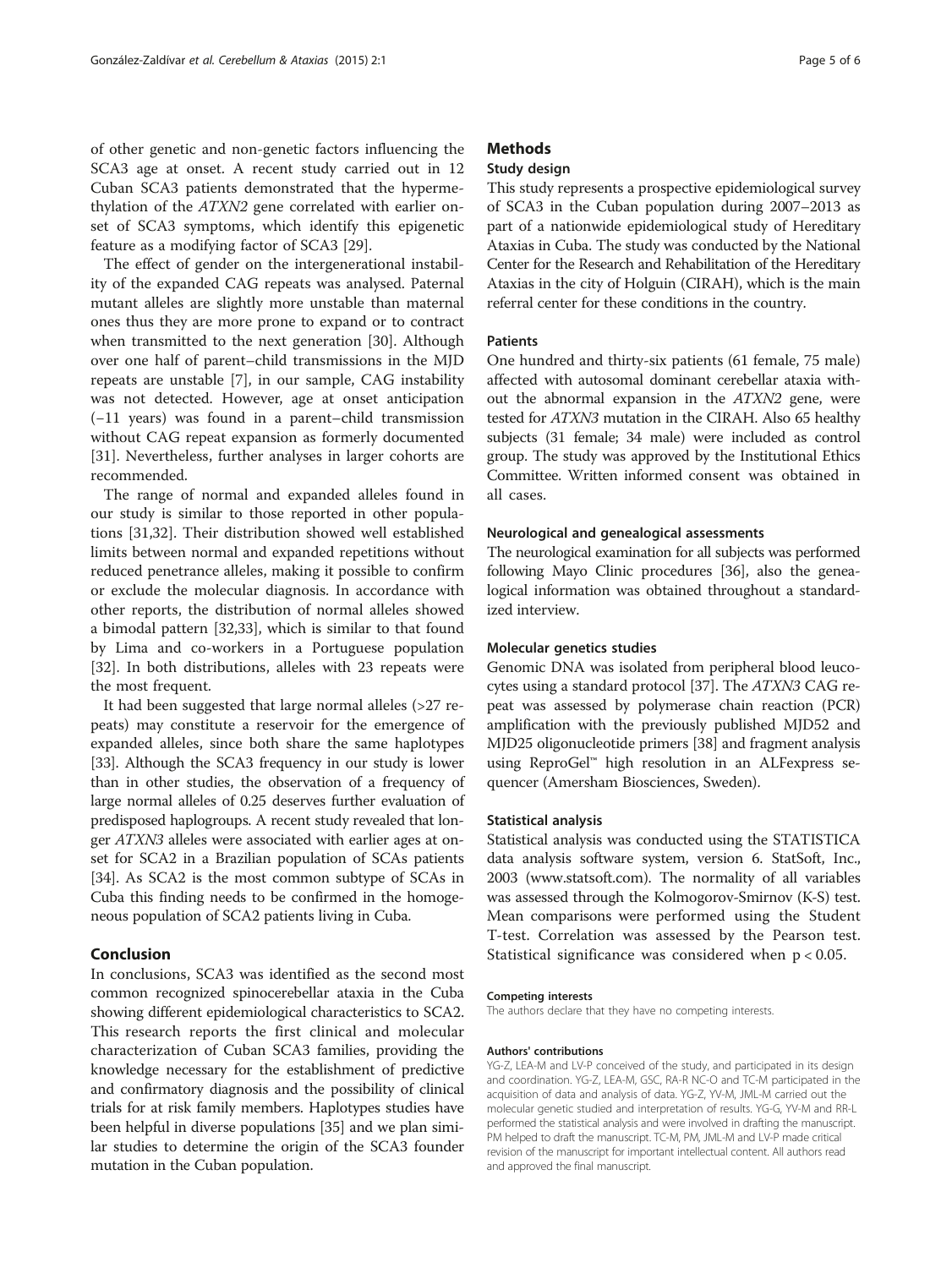of other genetic and non-genetic factors influencing the SCA3 age at onset. A recent study carried out in 12 Cuban SCA3 patients demonstrated that the hypermethylation of the *ATXN2* gene correlated with earlier onset of SCA3 symptoms, which identify this epigenetic feature as a modifying factor of SCA3 [29].

The effect of gender on the intergenerational instability of the expanded CAG repeats was analysed. Paternal mutant alleles are slightly more unstable than maternal ones thus they are more prone to expand or to contract when transmitted to the next generation [30]. Although over one half of parent–child transmissions in the MJD repeats are unstable [7], in our sample, CAG instability was not detected. However, age at onset anticipation (−11 years) was found in a parent–child transmission without CAG repeat expansion as formerly documented [31]. Nevertheless, further analyses in larger cohorts are recommended.

The range of normal and expanded alleles found in our study is similar to those reported in other populations [31,32]. Their distribution showed well established limits between normal and expanded repetitions without reduced penetrance alleles, making it possible to confirm or exclude the molecular diagnosis. In accordance with other reports, the distribution of normal alleles showed a bimodal pattern [32,33], which is similar to that found by Lima and co-workers in a Portuguese population [32]. In both distributions, alleles with 23 repeats were the most frequent.

It had been suggested that large normal alleles (>27 repeats) may constitute a reservoir for the emergence of expanded alleles, since both share the same haplotypes [33]. Although the SCA3 frequency in our study is lower than in other studies, the observation of a frequency of large normal alleles of 0.25 deserves further evaluation of predisposed haplogroups. A recent study revealed that longer *ATXN3* alleles were associated with earlier ages at onset for SCA2 in a Brazilian population of SCAs patients [34]. As SCA2 is the most common subtype of SCAs in Cuba this finding needs to be confirmed in the homogeneous population of SCA2 patients living in Cuba.

## Conclusion

In conclusions, SCA3 was identified as the second most common recognized spinocerebellar ataxia in the Cuba showing different epidemiological characteristics to SCA2. This research reports the first clinical and molecular characterization of Cuban SCA3 families, providing the knowledge necessary for the establishment of predictive and confirmatory diagnosis and the possibility of clinical trials for at risk family members. Haplotypes studies have been helpful in diverse populations [35] and we plan similar studies to determine the origin of the SCA3 founder mutation in the Cuban population.

## Methods

### Study design

This study represents a prospective epidemiological survey of SCA3 in the Cuban population during 2007–2013 as part of a nationwide epidemiological study of Hereditary Ataxias in Cuba. The study was conducted by the National Center for the Research and Rehabilitation of the Hereditary Ataxias in the city of Holguin (CIRAH), which is the main referral center for these conditions in the country.

### Patients

One hundred and thirty-six patients (61 female, 75 male) affected with autosomal dominant cerebellar ataxia without the abnormal expansion in the *ATXN2* gene, were tested for *ATXN3* mutation in the CIRAH. Also 65 healthy subjects (31 female; 34 male) were included as control group. The study was approved by the Institutional Ethics Committee. Written informed consent was obtained in all cases.

### Neurological and genealogical assessments

The neurological examination for all subjects was performed following Mayo Clinic procedures [36], also the genealogical information was obtained throughout a standardized interview.

### Molecular genetics studies

Genomic DNA was isolated from peripheral blood leucocytes using a standard protocol [37]. The *ATXN3* CAG repeat was assessed by polymerase chain reaction (PCR) amplification with the previously published MJD52 and MJD25 oligonucleotide primers [38] and fragment analysis using ReproGel™ high resolution in an ALFexpress sequencer (Amersham Biosciences, Sweden).

### Statistical analysis

Statistical analysis was conducted using the STATISTICA data analysis software system, version 6. StatSoft, Inc., 2003 (www.statsoft.com). The normality of all variables was assessed through the Kolmogorov-Smirnov (K-S) test. Mean comparisons were performed using the Student T-test. Correlation was assessed by the Pearson test. Statistical significance was considered when $p < 0.05$.

#### Competing interests

The authors declare that they have no competing interests.

#### Authors' contributions

YG-Z, LEA-M and LV-P conceived of the study, and participated in its design and coordination. YG-Z, LEA-M, GSC, RA-R NC-O and TC-M participated in the acquisition of data and analysis of data. YG-Z, YV-M, JML-M carried out the molecular genetic studied and interpretation of results. YG-G, YV-M and RR-L performed the statistical analysis and were involved in drafting the manuscript. PM helped to draft the manuscript. TC-M, PM, JML-M and LV-P made critical revision of the manuscript for important intellectual content. All authors read and approved the final manuscript.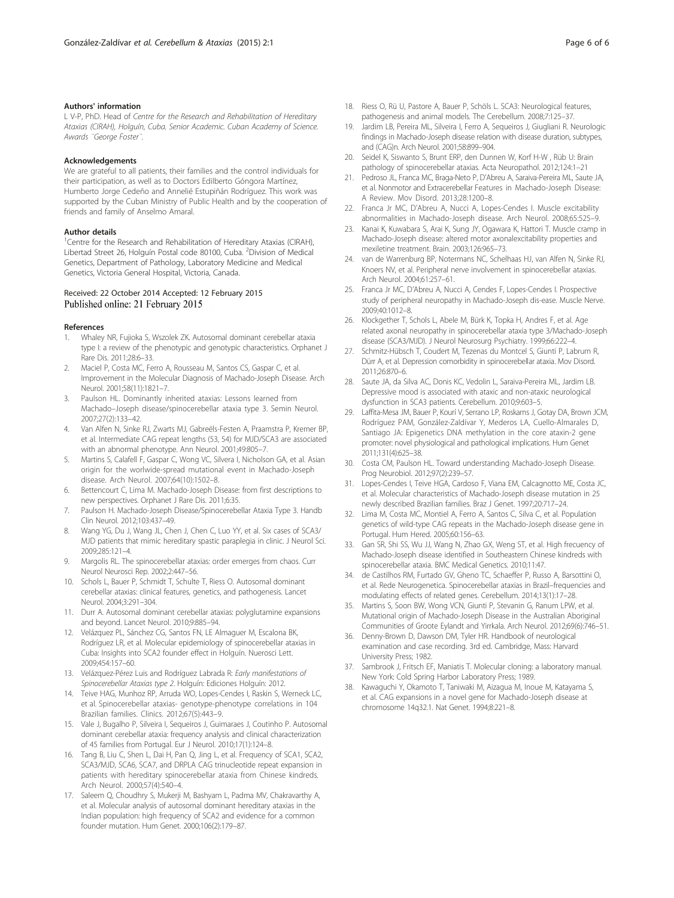### Authors' information

L V-P, PhD. Head of *Centre for the Research and Rehabilitation of Hereditary Ataxias (CIRAH), Holguín, Cuba. Senior Academic. Cuban Academy of Science. Awards ¨George Foster¨.*

### Acknowledgements

We are grateful to all patients, their families and the control individuals for their participation, as well as to Doctors Edilberto Góngora Martínez, Humberto Jorge Cedeño and Annelié Estupiñán Rodríguez. This work was supported by the Cuban Ministry of Public Health and by the cooperation of friends and family of Anselmo Amaral.

### Author details

[1]Centre for the Research and Rehabilitation of Hereditary Ataxias (CIRAH), Libertad Street 26, Holguín Postal code 80100, Cuba. [2]Division of Medical Genetics, Department of Pathology, Laboratory Medicine and Medical Genetics, Victoria General Hospital, Victoria, Canada.

Received: 22 October 2014 Accepted: 12 February 2015
Published online: 21 February 2015

### References

1. Whaley NR, Fujioka S, Wszolek ZK. Autosomal dominant cerebellar ataxia type I: a review of the phenotypic and genotypic characteristics. Orphanet J Rare Dis. 2011;28:6–33.
2. Maciel P, Costa MC, Ferro A, Rousseau M, Santos CS, Gaspar C, et al. Improvement in the Molecular Diagnosis of Machado-Joseph Disease. Arch Neurol. 2001;58(11):1821–7.
3. Paulson HL. Dominantly inherited ataxias: Lessons learned from Machado–Joseph disease/spinocerebellar ataxia type 3. Semin Neurol. 2007;27(2):133–42.
4. Van Alfen N, Sinke RJ, Zwarts MJ, Gabreëls-Festen A, Praamstra P, Kremer BP, et al. Intermediate CAG repeat lengths (53, 54) for MJD/SCA3 are associated with an abnormal phenotype. Ann Neurol. 2001;49:805–7.
5. Martins S, Calafell F, Gaspar C, Wong VC, Silvera I, Nicholson GA, et al. Asian origin for the worlwide-spread mutational event in Machado-Joseph disease. Arch Neurol. 2007;64(10):1502–8.
6. Bettencourt C, Lima M. Machado-Joseph Disease: from first descriptions to new perspectives. Orphanet J Rare Dis. 2011;6:35.
7. Paulson H. Machado-Joseph Disease/Spinocerebellar Ataxia Type 3. Handb Clin Neurol. 2012;103:437–49.
8. Wang YG, Du J, Wang JL, Chen J, Chen C, Luo YY, et al. Six cases of SCA3/ MJD patients that mimic hereditary spastic paraplegia in clinic. J Neurol Sci. 2009;285:121–4.
9. Margolis RL. The spinocerebellar ataxias: order emerges from chaos. Curr Neurol Neurosci Rep. 2002;2:447–56.
10. Schols L, Bauer P, Schmidt T, Schulte T, Riess O. Autosomal dominant cerebellar ataxias: clinical features, genetics, and pathogenesis. Lancet Neurol. 2004;3:291–304.
11. Durr A. Autosomal dominant cerebellar ataxias: polyglutamine expansions and beyond. Lancet Neurol. 2010;9:885–94.
12. Velázquez PL, Sánchez CG, Santos FN, LE Almaguer M, Escalona BK, Rodríguez LR, et al. Molecular epidemiology of spinocerebellar ataxias in Cuba: Insights into SCA2 founder effect in Holguín. Nuerosci Lett. 2009;454:157–60.
13. Velázquez-Pérez Luis and Rodríguez Labrada R: *Early manifestations of Spinocerebellar Ataxias type 2*. Holguín: Ediciones Holguín: 2012.
14. Teive HAG, Munhoz RP, Arruda WO, Lopes-Cendes I, Raskin S, Werneck LC, et al. Spinocerebellar ataxias- genotype-phenotype correlations in 104 Brazilian families. Clinics. 2012;67(5):443–9.
15. Vale J, Bugalho P, Silveira I, Sequeiros J, Guimaraes J, Coutinho P. Autosomal dominant cerebellar ataxia: frequency analysis and clinical characterization of 45 families from Portugal. Eur J Neurol. 2010;17(1):124–8.
16. Tang B, Liu C, Shen L, Dai H, Pan Q, Jing L, et al. Frequency of SCA1, SCA2, SCA3/MJD, SCA6, SCA7, and DRPLA CAG trinucleotide repeat expansion in patients with hereditary spinocerebellar ataxia from Chinese kindreds. Arch Neurol. 2000;57(4):540–4.
17. Saleem Q, Choudhry S, Mukerji M, Bashyam L, Padma MV, Chakravarthy A, et al. Molecular analysis of autosomal dominant hereditary ataxias in the Indian population: high frequency of SCA2 and evidence for a common founder mutation. Hum Genet. 2000;106(2):179–87.
18. Riess O, Rü U, Pastore A, Bauer P, Schöls L. SCA3: Neurological features, pathogenesis and animal models. The Cerebellum. 2008;7:125–37.
19. Jardim LB, Pereira ML, Silveira I, Ferro A, Sequeiros J, Giugliani R. Neurologic findings in Machado-Joseph disease relation with disease duration, subtypes, and (CAG)n. Arch Neurol. 2001;58:899–904.
20. Seidel K, Siswanto S, Brunt ERP, den Dunnen W, Korf H-W , Rüb U: Brain pathology of spinocerebellar ataxias. Acta Neuropathol. 2012;124:1–21
21. Pedroso JL, Franca MC, Braga-Neto P, D'Abreu A, Saraiva-Pereira ML, Saute JA, et al. Nonmotor and Extracerebellar Features in Machado-Joseph Disease: A Review. Mov Disord. 2013;28:1200–8.
22. Franca Jr MC, D'Abreu A, Nucci A, Lopes-Cendes I. Muscle excitability abnormalities in Machado-Joseph disease. Arch Neurol. 2008;65:525–9.
23. Kanai K, Kuwabara S, Arai K, Sung JY, Ogawara K, Hattori T. Muscle cramp in Machado-Joseph disease: altered motor axonalexcitability properties and mexiletine treatment. Brain. 2003;126:965–73.
24. van de Warrenburg BP, Notermans NC, Schelhaas HJ, van Alfen N, Sinke RJ, Knoers NV, et al. Peripheral nerve involvement in spinocerebellar ataxias. Arch Neurol. 2004;61:257–61.
25. Franca Jr MC, D'Abreu A, Nucci A, Cendes F, Lopes-Cendes I. Prospective study of peripheral neuropathy in Machado-Joseph dis-ease. Muscle Nerve. 2009;40:1012–8.
26. Klockgether T, Schols L, Abele M, Bürk K, Topka H, Andres F, et al. Age related axonal neuropathy in spinocerebellar ataxia type 3/Machado-Joseph disease (SCA3/MJD). J Neurol Neurosurg Psychiatry. 1999;66:222–4.
27. Schmitz-Hübsch T, Coudert M, Tezenas du Montcel S, Giunti P, Labrum R, Dürr A, et al. Depression comorbidity in spinocerebellar ataxia. Mov Disord. 2011;26:870–6.
28. Saute JA, da Silva AC, Donis KC, Vedolin L, Saraiva-Pereira ML, Jardim LB. Depressive mood is associated with ataxic and non-ataxic neurological dysfunction in SCA3 patients. Cerebellum. 2010;9:603–5.
29. Laffita-Mesa JM, Bauer P, Kourí V, Serrano LP, Roskams J, Gotay DA, Brown JCM, Rodríguez PAM, González-Zaldívar Y, Mederos LA, Cuello-Almarales D, Santiago JA: Epigenetics DNA methylation in the core ataxin-2 gene promoter: novel physiological and pathological implications. Hum Genet 2011;131(4):625–38.
30. Costa CM, Paulson HL. Toward understanding Machado-Joseph Disease. Prog Neurobiol. 2012;97(2):239–57.
31. Lopes-Cendes I, Teive HGA, Cardoso F, Viana EM, Calcagnotto ME, Costa JC, et al. Molecular characteristics of Machado-Joseph disease mutation in 25 newly described Brazilian families. Braz J Genet. 1997;20:717–24.
32. Lima M, Costa MC, Montiel A, Ferro A, Santos C, Silva C, et al. Population genetics of wild-type CAG repeats in the Machado-Joseph disease gene in Portugal. Hum Hered. 2005;60:156–63.
33. Gan SR, Shi SS, Wu JJ, Wang N, Zhao GX, Weng ST, et al. High frecuency of Machado-Joseph disease identified in Southeastern Chinese kindreds with spinocerebellar ataxia. BMC Medical Genetics. 2010;11:47.
34. de Castilhos RM, Furtado GV, Gheno TC, Schaeffer P, Russo A, Barsottini O, et al. Rede Neurogenetica. Spinocerebellar ataxias in Brazil–frequencies and modulating effects of related genes. Cerebellum. 2014;13(1):17–28.
35. Martins S, Soon BW, Wong VCN, Giunti P, Stevanin G, Ranum LPW, et al. Mutational origin of Machado-Joseph Disease in the Australian Aboriginal Communities of Groote Eylandt and Yirrkala. Arch Neurol. 2012;69(6):746–51.
36. Denny-Brown D, Dawson DM, Tyler HR. Handbook of neurological examination and case recording. 3rd ed. Cambridge, Mass: Harvard University Press; 1982.
37. Sambrook J, Fritsch EF, Maniatis T. Molecular cloning: a laboratory manual. New York: Cold Spring Harbor Laboratory Press; 1989.
38. Kawaguchi Y, Okamoto T, Taniwaki M, Aizagua M, Inoue M, Katayama S, et al. CAG expansions in a novel gene for Machado-Joseph disease at chromosome 14q32.1. Nat Genet. 1994;8:221–8.